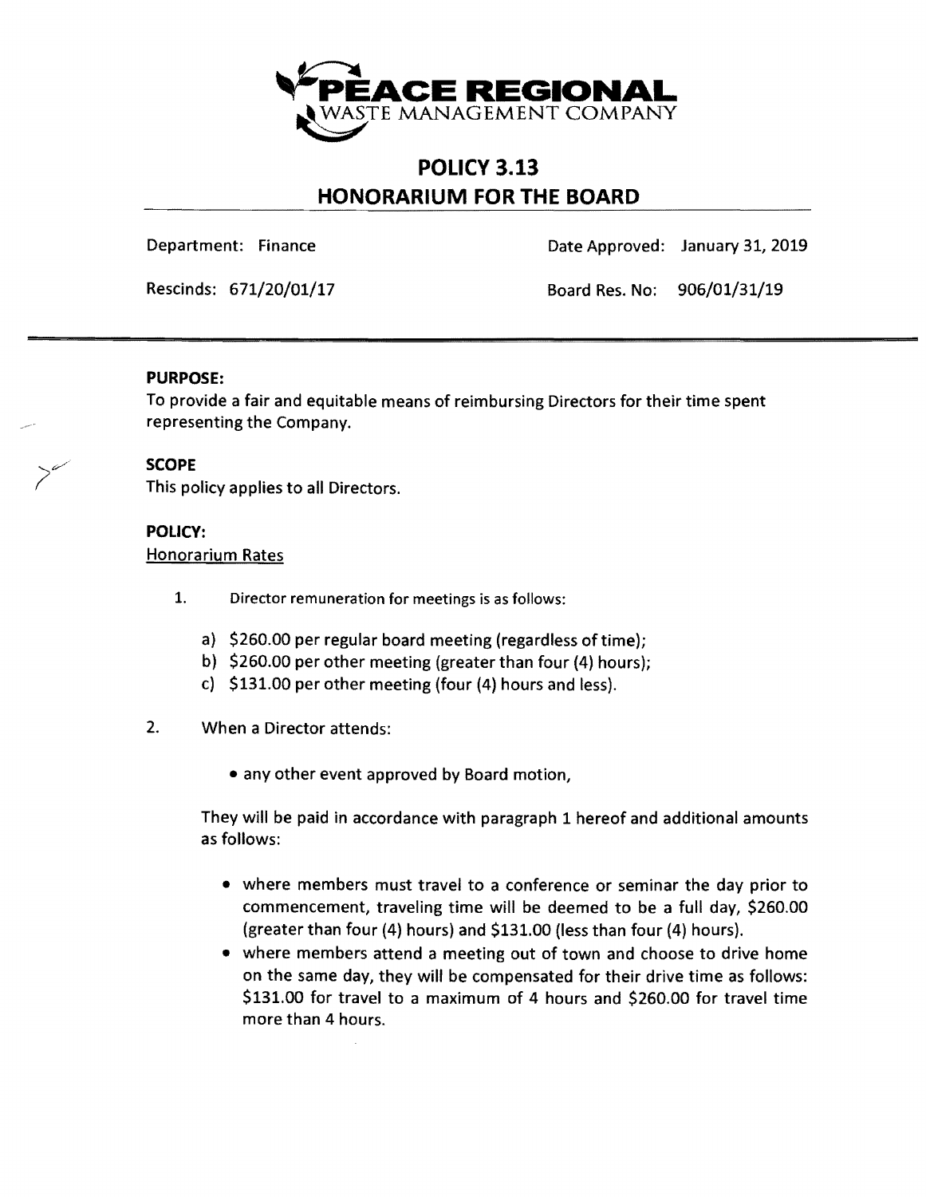# PEACE REGIONAL WASTE MANAGEMENT COMPANY

## POLICY 3.13
## HONORARIUM FOR THE BOARD

Department: Finance | Date Approved: January 31, 2019

Rescinds: 671/20/01/17 | Board Res. No: 906/01/31/19

**PURPOSE:**
To provide a fair and equitable means of reimbursing Directors for their time spent representing the Company.

**SCOPE**
This policy applies to all Directors.

**POLICY:**
<u>Honorarium Rates</u>

1. Director remuneration for meetings is as follows:

   a) $260.00 per regular board meeting (regardless of time);
   b) $260.00 per other meeting (greater than four (4) hours);
   c) $131.00 per other meeting (four (4) hours and less).

2. When a Director attends:

   - any other event approved by Board motion,

   They will be paid in accordance with paragraph 1 hereof and additional amounts as follows:

   - where members must travel to a conference or seminar the day prior to commencement, traveling time will be deemed to be a full day, $260.00 (greater than four (4) hours) and $131.00 (less than four (4) hours).
   - where members attend a meeting out of town and choose to drive home on the same day, they will be compensated for their drive time as follows: $131.00 for travel to a maximum of 4 hours and $260.00 for travel time more than 4 hours.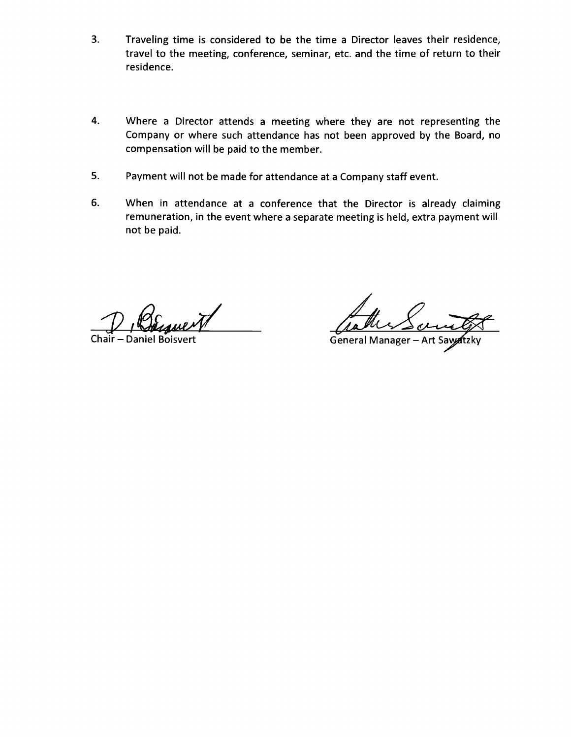3. Traveling time is considered to be the time a Director leaves their residence, travel to the meeting, conference, seminar, etc. and the time of return to their residence.

4. Where a Director attends a meeting where they are not representing the Company or where such attendance has not been approved by the Board, no compensation will be paid to the member.

5. Payment will not be made for attendance at a Company staff event.

6. When in attendance at a conference that the Director is already claiming remuneration, in the event where a separate meeting is held, extra payment will not be paid.

Chair – Daniel Boisvert

General Manager – Art Sawatzky